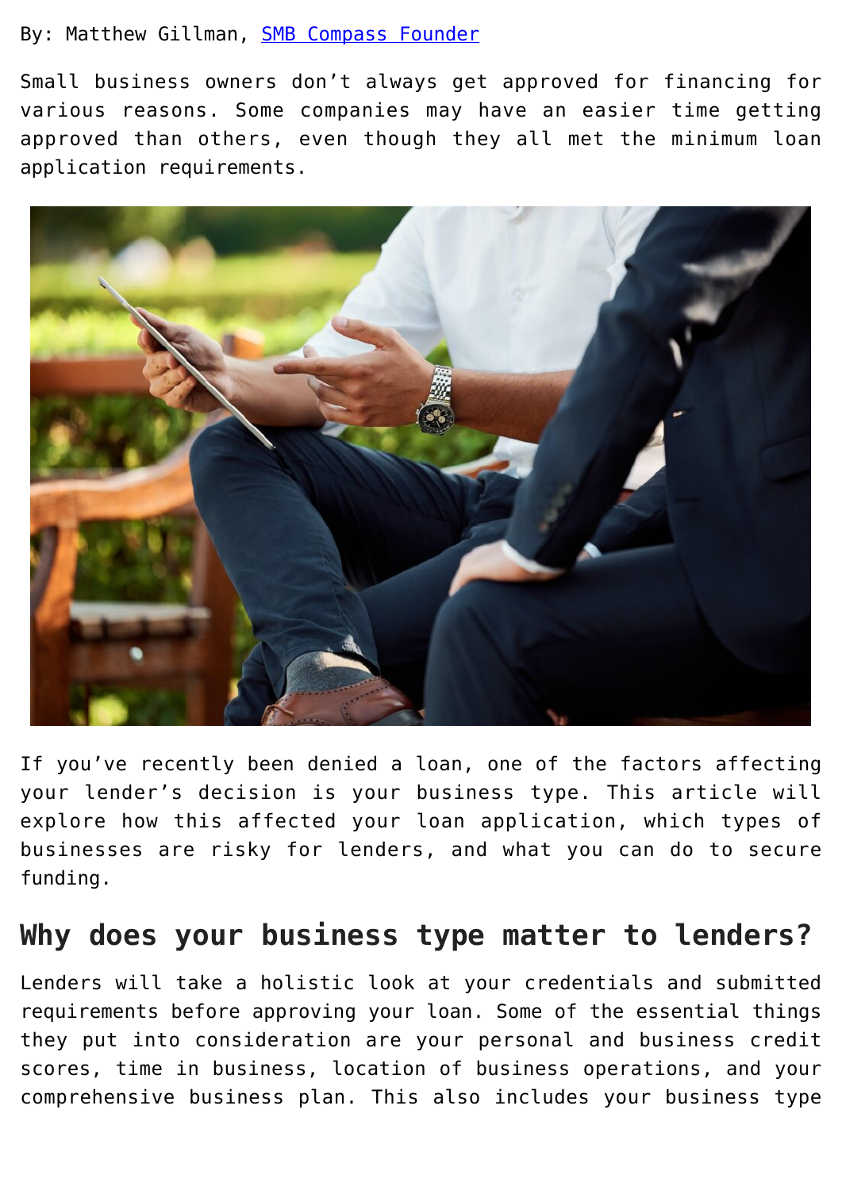By: Matthew Gillman, [SMB Compass Founder]

Small business owners don't always get approved for financing for various reasons. Some companies may have an easier time getting approved than others, even though they all met the minimum loan application requirements.

If you've recently been denied a loan, one of the factors affecting your lender's decision is your business type. This article will explore how this affected your loan application, which types of businesses are risky for lenders, and what you can do to secure funding.

## Why does your business type matter to lenders?

Lenders will take a holistic look at your credentials and submitted requirements before approving your loan. Some of the essential things they put into consideration are your personal and business credit scores, time in business, location of business operations, and your comprehensive business plan. This also includes your business type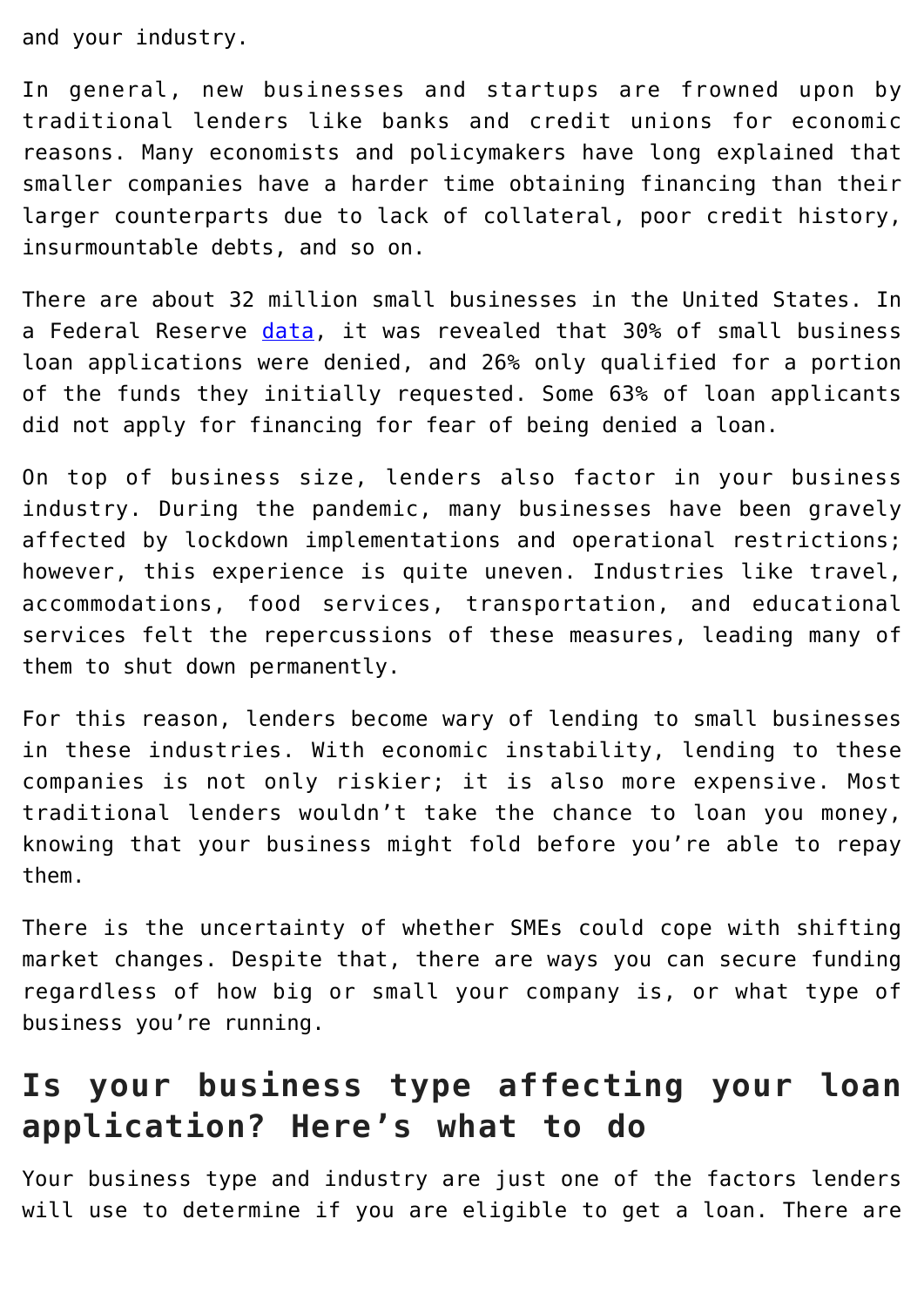and your industry.

In general, new businesses and startups are frowned upon by traditional lenders like banks and credit unions for economic reasons. Many economists and policymakers have long explained that smaller companies have a harder time obtaining financing than their larger counterparts due to lack of collateral, poor credit history, insurmountable debts, and so on.

There are about 32 million small businesses in the United States. In a Federal Reserve [data](), it was revealed that 30% of small business loan applications were denied, and 26% only qualified for a portion of the funds they initially requested. Some 63% of loan applicants did not apply for financing for fear of being denied a loan.

On top of business size, lenders also factor in your business industry. During the pandemic, many businesses have been gravely affected by lockdown implementations and operational restrictions; however, this experience is quite uneven. Industries like travel, accommodations, food services, transportation, and educational services felt the repercussions of these measures, leading many of them to shut down permanently.

For this reason, lenders become wary of lending to small businesses in these industries. With economic instability, lending to these companies is not only riskier; it is also more expensive. Most traditional lenders wouldn't take the chance to loan you money, knowing that your business might fold before you're able to repay them.

There is the uncertainty of whether SMEs could cope with shifting market changes. Despite that, there are ways you can secure funding regardless of how big or small your company is, or what type of business you're running.

## Is your business type affecting your loan application? Here's what to do

Your business type and industry are just one of the factors lenders will use to determine if you are eligible to get a loan. There are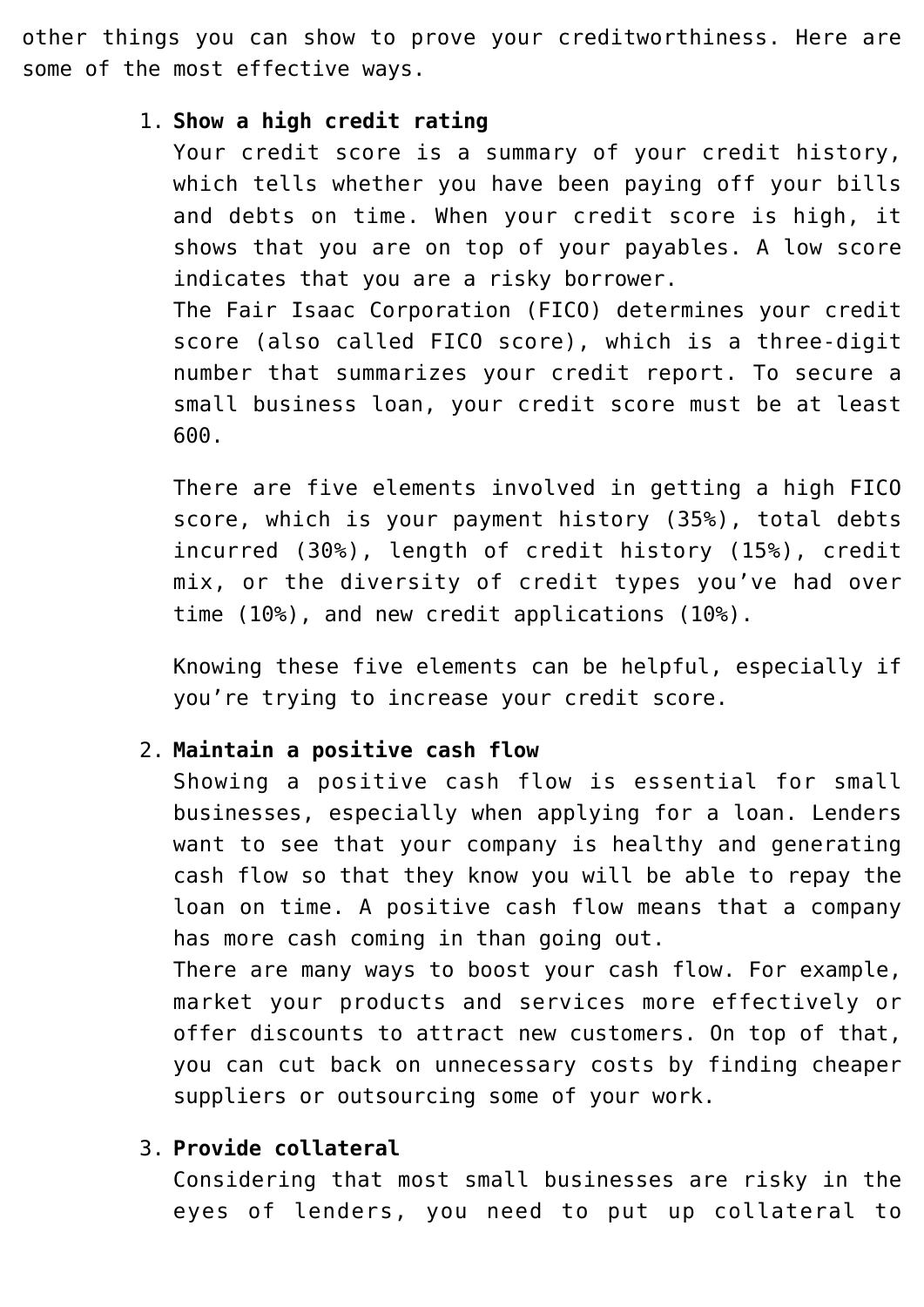other things you can show to prove your creditworthiness. Here are some of the most effective ways.

1. **Show a high credit rating**
   Your credit score is a summary of your credit history, which tells whether you have been paying off your bills and debts on time. When your credit score is high, it shows that you are on top of your payables. A low score indicates that you are a risky borrower.
   The Fair Isaac Corporation (FICO) determines your credit score (also called FICO score), which is a three-digit number that summarizes your credit report. To secure a small business loan, your credit score must be at least 600.

   There are five elements involved in getting a high FICO score, which is your payment history (35%), total debts incurred (30%), length of credit history (15%), credit mix, or the diversity of credit types you've had over time (10%), and new credit applications (10%).

   Knowing these five elements can be helpful, especially if you're trying to increase your credit score.

2. **Maintain a positive cash flow**
   Showing a positive cash flow is essential for small businesses, especially when applying for a loan. Lenders want to see that your company is healthy and generating cash flow so that they know you will be able to repay the loan on time. A positive cash flow means that a company has more cash coming in than going out.
   There are many ways to boost your cash flow. For example, market your products and services more effectively or offer discounts to attract new customers. On top of that, you can cut back on unnecessary costs by finding cheaper suppliers or outsourcing some of your work.

3. **Provide collateral**
   Considering that most small businesses are risky in the eyes of lenders, you need to put up collateral to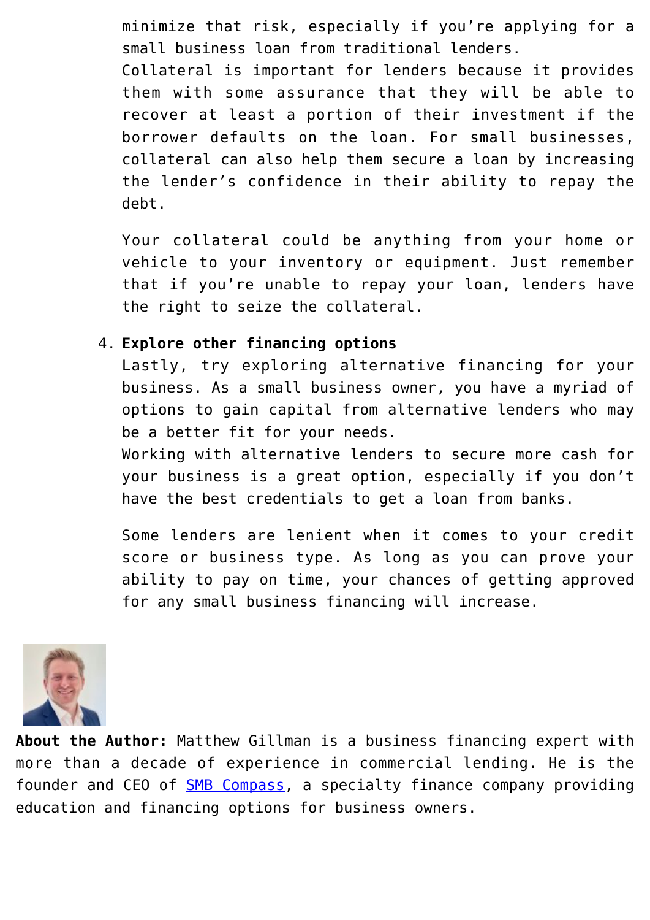minimize that risk, especially if you're applying for a small business loan from traditional lenders.
Collateral is important for lenders because it provides them with some assurance that they will be able to recover at least a portion of their investment if the borrower defaults on the loan. For small businesses, collateral can also help them secure a loan by increasing the lender's confidence in their ability to repay the debt.

Your collateral could be anything from your home or vehicle to your inventory or equipment. Just remember that if you're unable to repay your loan, lenders have the right to seize the collateral.

4. **Explore other financing options**
Lastly, try exploring alternative financing for your business. As a small business owner, you have a myriad of options to gain capital from alternative lenders who may be a better fit for your needs.
Working with alternative lenders to secure more cash for your business is a great option, especially if you don't have the best credentials to get a loan from banks.

Some lenders are lenient when it comes to your credit score or business type. As long as you can prove your ability to pay on time, your chances of getting approved for any small business financing will increase.

**About the Author:** Matthew Gillman is a business financing expert with more than a decade of experience in commercial lending. He is the founder and CEO of [SMB Compass](), a specialty finance company providing education and financing options for business owners.